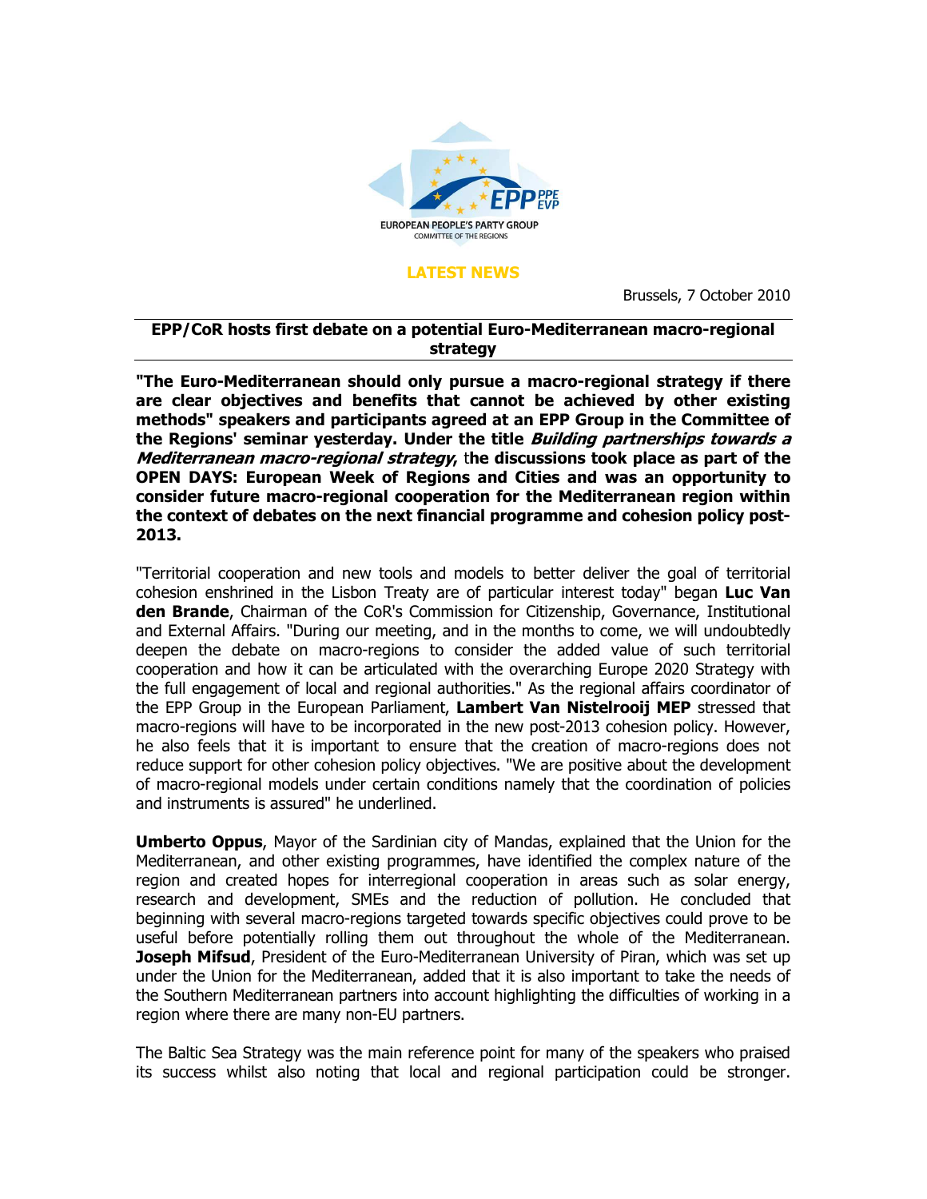EUROPEAN PEOPLE'S PARTY GROUP
COMMITTEE OF THE REGIONS

**LATEST NEWS**

Brussels, 7 October 2010

## EPP/CoR hosts first debate on a potential Euro-Mediterranean macro-regional strategy

**"The Euro-Mediterranean should only pursue a macro-regional strategy if there are clear objectives and benefits that cannot be achieved by other existing methods" speakers and participants agreed at an EPP Group in the Committee of the Regions' seminar yesterday. Under the title *Building partnerships towards a Mediterranean macro-regional strategy*, the discussions took place as part of the OPEN DAYS: European Week of Regions and Cities and was an opportunity to consider future macro-regional cooperation for the Mediterranean region within the context of debates on the next financial programme and cohesion policy post-2013.**

"Territorial cooperation and new tools and models to better deliver the goal of territorial cohesion enshrined in the Lisbon Treaty are of particular interest today" began **Luc Van den Brande**, Chairman of the CoR's Commission for Citizenship, Governance, Institutional and External Affairs. "During our meeting, and in the months to come, we will undoubtedly deepen the debate on macro-regions to consider the added value of such territorial cooperation and how it can be articulated with the overarching Europe 2020 Strategy with the full engagement of local and regional authorities." As the regional affairs coordinator of the EPP Group in the European Parliament, **Lambert Van Nistelrooij MEP** stressed that macro-regions will have to be incorporated in the new post-2013 cohesion policy. However, he also feels that it is important to ensure that the creation of macro-regions does not reduce support for other cohesion policy objectives. "We are positive about the development of macro-regional models under certain conditions namely that the coordination of policies and instruments is assured" he underlined.

**Umberto Oppus**, Mayor of the Sardinian city of Mandas, explained that the Union for the Mediterranean, and other existing programmes, have identified the complex nature of the region and created hopes for interregional cooperation in areas such as solar energy, research and development, SMEs and the reduction of pollution. He concluded that beginning with several macro-regions targeted towards specific objectives could prove to be useful before potentially rolling them out throughout the whole of the Mediterranean. **Joseph Mifsud**, President of the Euro-Mediterranean University of Piran, which was set up under the Union for the Mediterranean, added that it is also important to take the needs of the Southern Mediterranean partners into account highlighting the difficulties of working in a region where there are many non-EU partners.

The Baltic Sea Strategy was the main reference point for many of the speakers who praised its success whilst also noting that local and regional participation could be stronger.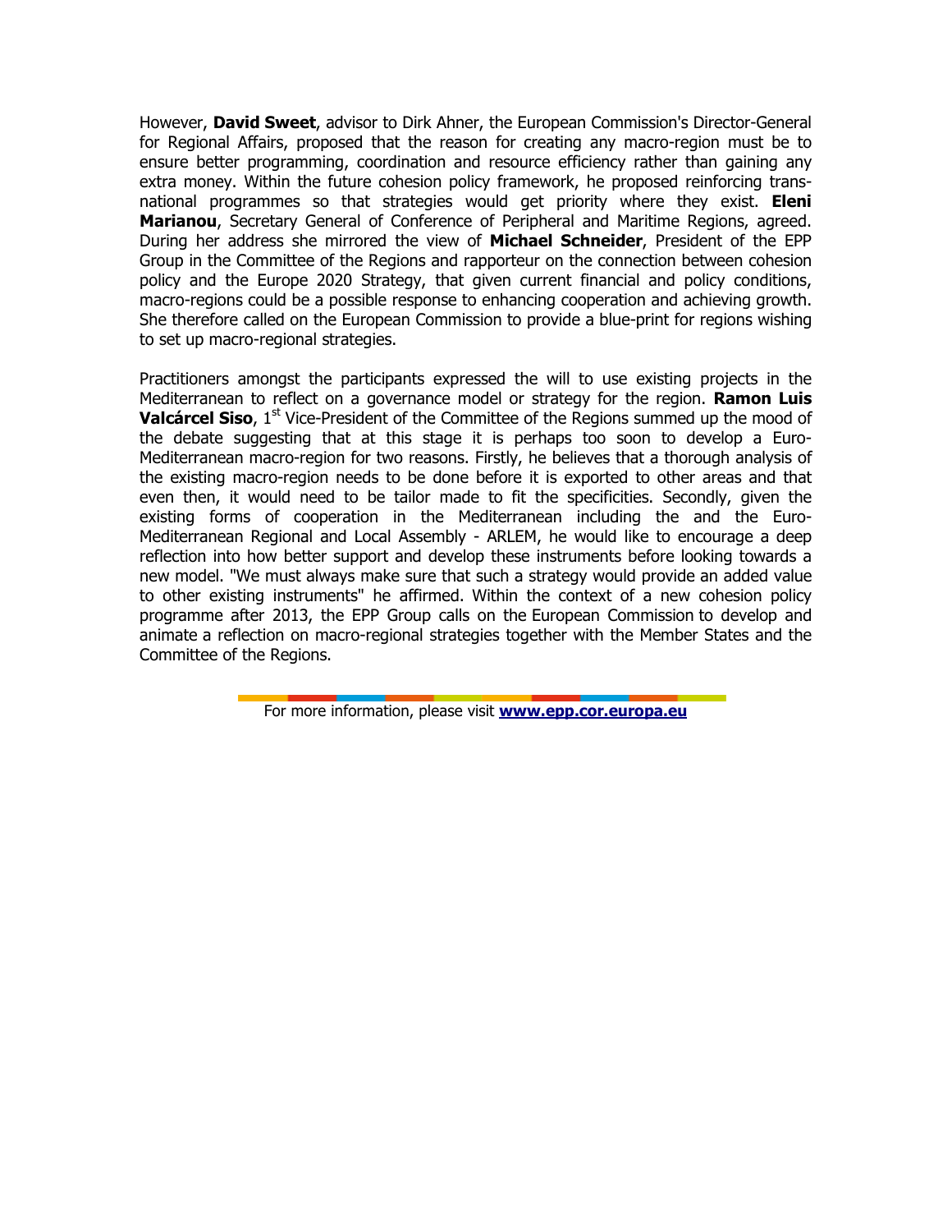However, **David Sweet**, advisor to Dirk Ahner, the European Commission's Director-General for Regional Affairs, proposed that the reason for creating any macro-region must be to ensure better programming, coordination and resource efficiency rather than gaining any extra money. Within the future cohesion policy framework, he proposed reinforcing trans-national programmes so that strategies would get priority where they exist. **Eleni Marianou**, Secretary General of Conference of Peripheral and Maritime Regions, agreed. During her address she mirrored the view of **Michael Schneider**, President of the EPP Group in the Committee of the Regions and rapporteur on the connection between cohesion policy and the Europe 2020 Strategy, that given current financial and policy conditions, macro-regions could be a possible response to enhancing cooperation and achieving growth. She therefore called on the European Commission to provide a blue-print for regions wishing to set up macro-regional strategies.

Practitioners amongst the participants expressed the will to use existing projects in the Mediterranean to reflect on a governance model or strategy for the region. **Ramon Luis Valcárcel Siso**, 1st Vice-President of the Committee of the Regions summed up the mood of the debate suggesting that at this stage it is perhaps too soon to develop a Euro-Mediterranean macro-region for two reasons. Firstly, he believes that a thorough analysis of the existing macro-region needs to be done before it is exported to other areas and that even then, it would need to be tailor made to fit the specificities. Secondly, given the existing forms of cooperation in the Mediterranean including the and the Euro-Mediterranean Regional and Local Assembly - ARLEM, he would like to encourage a deep reflection into how better support and develop these instruments before looking towards a new model. "We must always make sure that such a strategy would provide an added value to other existing instruments" he affirmed. Within the context of a new cohesion policy programme after 2013, the EPP Group calls on the European Commission to develop and animate a reflection on macro-regional strategies together with the Member States and the Committee of the Regions.

For more information, please visit **www.epp.cor.europa.eu**